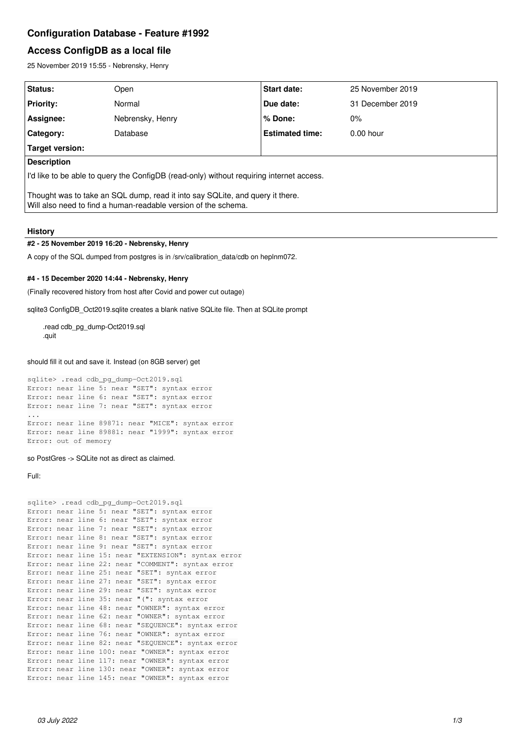# Configuration Database - Feature #1992

## Access ConfigDB as a local file

25 November 2019 15:55 - Nebrensky, Henry

| Status: | Open | Start date: | 25 November 2019 |
|---|---|---|---|
| Priority: | Normal | Due date: | 31 December 2019 |
| Assignee: | Nebrensky, Henry | % Done: | 0% |
| Category: | Database | Estimated time: | 0.00 hour |
| Target version: | | | |

**Description**

I'd like to be able to query the ConfigDB (read-only) without requiring internet access.

Thought was to take an SQL dump, read it into say SQLite, and query it there.
Will also need to find a human-readable version of the schema.

### History

#### #2 - 25 November 2019 16:20 - Nebrensky, Henry

A copy of the SQL dumped from postgres is in /srv/calibration_data/cdb on heplnm072.

#### #4 - 15 December 2020 14:44 - Nebrensky, Henry

(Finally recovered history from host after Covid and power cut outage)

sqlite3 ConfigDB_Oct2019.sqlite creates a blank native SQLite file. Then at SQLite prompt

```
.read cdb_pg_dump-Oct2019.sql
.quit
```

should fill it out and save it. Instead (on 8GB server) get

```
sqlite> .read cdb_pg_dump-Oct2019.sql
Error: near line 5: near "SET": syntax error
Error: near line 6: near "SET": syntax error
Error: near line 7: near "SET": syntax error
...
Error: near line 89871: near "MICE": syntax error
Error: near line 89881: near "1999": syntax error
Error: out of memory
```

so PostGres -> SQLite not as direct as claimed.

Full:

```
sqlite> .read cdb_pg_dump-Oct2019.sql
Error: near line 5: near "SET": syntax error
Error: near line 6: near "SET": syntax error
Error: near line 7: near "SET": syntax error
Error: near line 8: near "SET": syntax error
Error: near line 9: near "SET": syntax error
Error: near line 15: near "EXTENSION": syntax error
Error: near line 22: near "COMMENT": syntax error
Error: near line 25: near "SET": syntax error
Error: near line 27: near "SET": syntax error
Error: near line 29: near "SET": syntax error
Error: near line 35: near "(": syntax error
Error: near line 48: near "OWNER": syntax error
Error: near line 62: near "OWNER": syntax error
Error: near line 68: near "SEQUENCE": syntax error
Error: near line 76: near "OWNER": syntax error
Error: near line 82: near "SEQUENCE": syntax error
Error: near line 100: near "OWNER": syntax error
Error: near line 117: near "OWNER": syntax error
Error: near line 130: near "OWNER": syntax error
Error: near line 145: near "OWNER": syntax error
```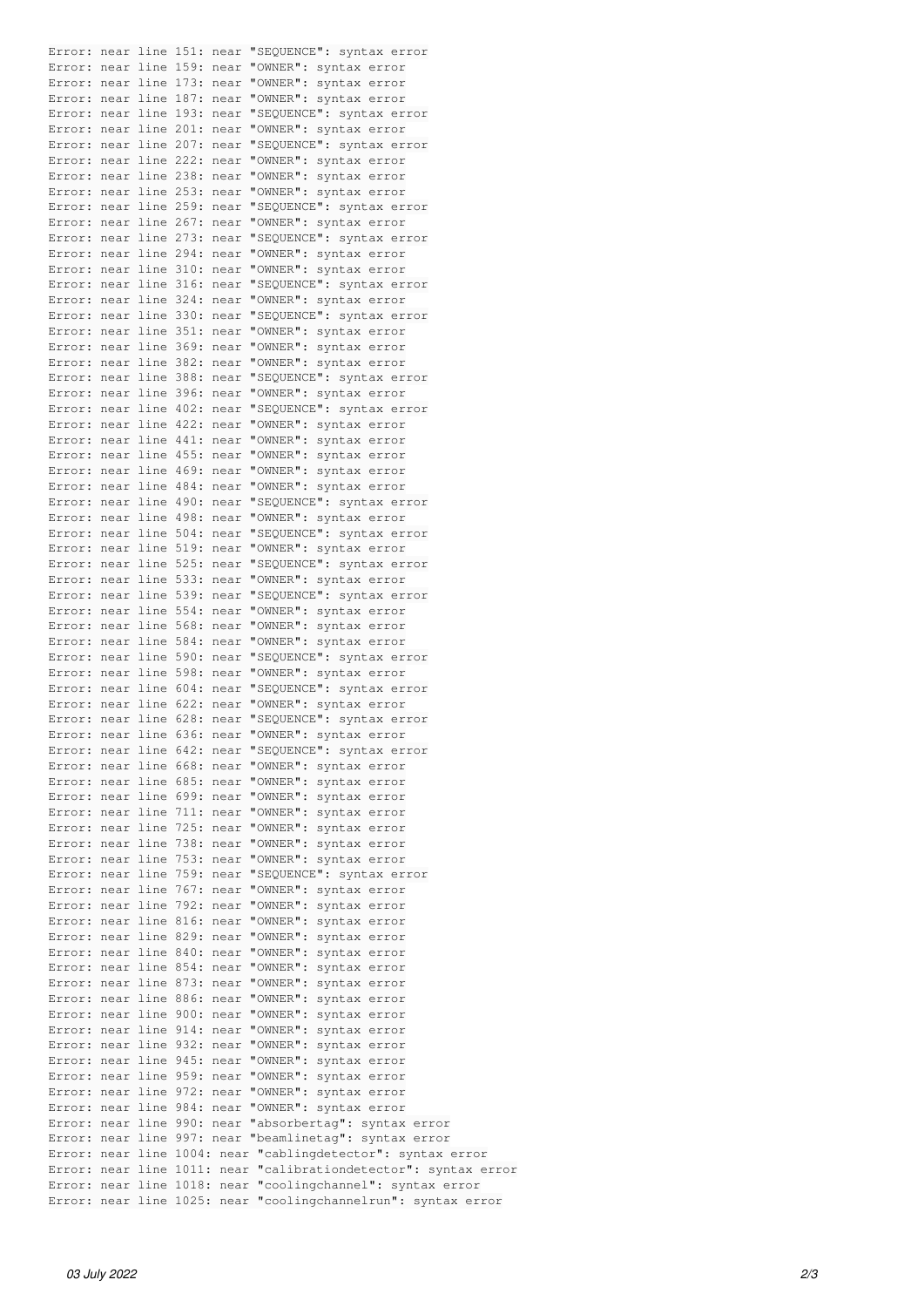```
Error: near line 151: near "SEQUENCE": syntax error
Error: near line 159: near "OWNER": syntax error
Error: near line 173: near "OWNER": syntax error
Error: near line 187: near "OWNER": syntax error
Error: near line 193: near "SEQUENCE": syntax error
Error: near line 201: near "OWNER": syntax error
Error: near line 207: near "SEQUENCE": syntax error
Error: near line 222: near "OWNER": syntax error
Error: near line 238: near "OWNER": syntax error
Error: near line 253: near "OWNER": syntax error
Error: near line 259: near "SEQUENCE": syntax error
Error: near line 267: near "OWNER": syntax error
Error: near line 273: near "SEQUENCE": syntax error
Error: near line 294: near "OWNER": syntax error
Error: near line 310: near "OWNER": syntax error
Error: near line 316: near "SEQUENCE": syntax error
Error: near line 324: near "OWNER": syntax error
Error: near line 330: near "SEQUENCE": syntax error
Error: near line 351: near "OWNER": syntax error
Error: near line 369: near "OWNER": syntax error
Error: near line 382: near "OWNER": syntax error
Error: near line 388: near "SEQUENCE": syntax error
Error: near line 396: near "OWNER": syntax error
Error: near line 402: near "SEQUENCE": syntax error
Error: near line 422: near "OWNER": syntax error
Error: near line 441: near "OWNER": syntax error
Error: near line 455: near "OWNER": syntax error
Error: near line 469: near "OWNER": syntax error
Error: near line 484: near "OWNER": syntax error
Error: near line 490: near "SEQUENCE": syntax error
Error: near line 498: near "OWNER": syntax error
Error: near line 504: near "SEQUENCE": syntax error
Error: near line 519: near "OWNER": syntax error
Error: near line 525: near "SEQUENCE": syntax error
Error: near line 533: near "OWNER": syntax error
Error: near line 539: near "SEQUENCE": syntax error
Error: near line 554: near "OWNER": syntax error
Error: near line 568: near "OWNER": syntax error
Error: near line 584: near "OWNER": syntax error
Error: near line 590: near "SEQUENCE": syntax error
Error: near line 598: near "OWNER": syntax error
Error: near line 604: near "SEQUENCE": syntax error
Error: near line 622: near "OWNER": syntax error
Error: near line 628: near "SEQUENCE": syntax error
Error: near line 636: near "OWNER": syntax error
Error: near line 642: near "SEQUENCE": syntax error
Error: near line 668: near "OWNER": syntax error
Error: near line 685: near "OWNER": syntax error
Error: near line 699: near "OWNER": syntax error
Error: near line 711: near "OWNER": syntax error
Error: near line 725: near "OWNER": syntax error
Error: near line 738: near "OWNER": syntax error
Error: near line 753: near "OWNER": syntax error
Error: near line 759: near "SEQUENCE": syntax error
Error: near line 767: near "OWNER": syntax error
Error: near line 792: near "OWNER": syntax error
Error: near line 816: near "OWNER": syntax error
Error: near line 829: near "OWNER": syntax error
Error: near line 840: near "OWNER": syntax error
Error: near line 854: near "OWNER": syntax error
Error: near line 873: near "OWNER": syntax error
Error: near line 886: near "OWNER": syntax error
Error: near line 900: near "OWNER": syntax error
Error: near line 914: near "OWNER": syntax error
Error: near line 932: near "OWNER": syntax error
Error: near line 945: near "OWNER": syntax error
Error: near line 959: near "OWNER": syntax error
Error: near line 972: near "OWNER": syntax error
Error: near line 984: near "OWNER": syntax error
Error: near line 990: near "absorbertag": syntax error
Error: near line 997: near "beamlinetag": syntax error
Error: near line 1004: near "cablingdetector": syntax error
Error: near line 1011: near "calibrationdetector": syntax error
Error: near line 1018: near "coolingchannel": syntax error
Error: near line 1025: near "coolingchannelrun": syntax error
```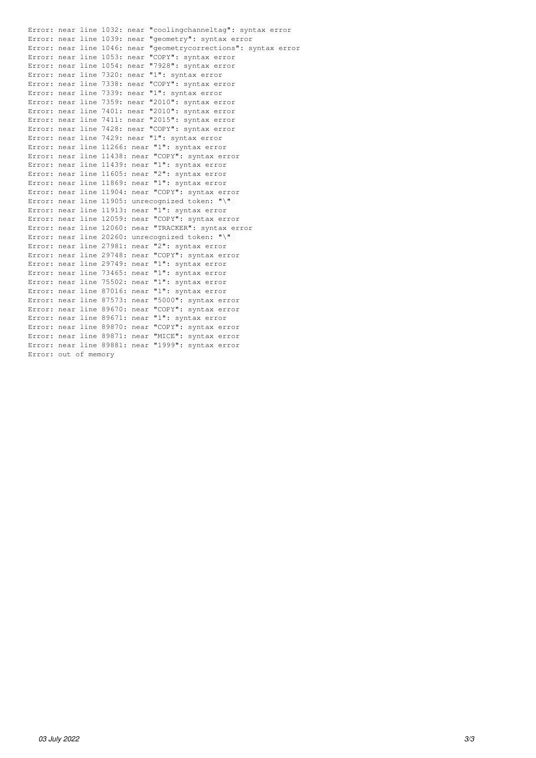```
Error: near line 1032: near "coolingchanneltag": syntax error
Error: near line 1039: near "geometry": syntax error
Error: near line 1046: near "geometrycorrections": syntax error
Error: near line 1053: near "COPY": syntax error
Error: near line 1054: near "7928": syntax error
Error: near line 7320: near "1": syntax error
Error: near line 7338: near "COPY": syntax error
Error: near line 7339: near "1": syntax error
Error: near line 7359: near "2010": syntax error
Error: near line 7401: near "2010": syntax error
Error: near line 7411: near "2015": syntax error
Error: near line 7428: near "COPY": syntax error
Error: near line 7429: near "1": syntax error
Error: near line 11266: near "1": syntax error
Error: near line 11438: near "COPY": syntax error
Error: near line 11439: near "1": syntax error
Error: near line 11605: near "2": syntax error
Error: near line 11869: near "1": syntax error
Error: near line 11904: near "COPY": syntax error
Error: near line 11905: unrecognized token: "\"
Error: near line 11913: near "1": syntax error
Error: near line 12059: near "COPY": syntax error
Error: near line 12060: near "TRACKER": syntax error
Error: near line 20260: unrecognized token: "\"
Error: near line 27981: near "2": syntax error
Error: near line 29748: near "COPY": syntax error
Error: near line 29749: near "1": syntax error
Error: near line 73465: near "1": syntax error
Error: near line 75502: near "1": syntax error
Error: near line 87016: near "1": syntax error
Error: near line 87573: near "5000": syntax error
Error: near line 89670: near "COPY": syntax error
Error: near line 89671: near "1": syntax error
Error: near line 89870: near "COPY": syntax error
Error: near line 89871: near "MICE": syntax error
Error: near line 89881: near "1999": syntax error
Error: out of memory
```

*03 July 2022*